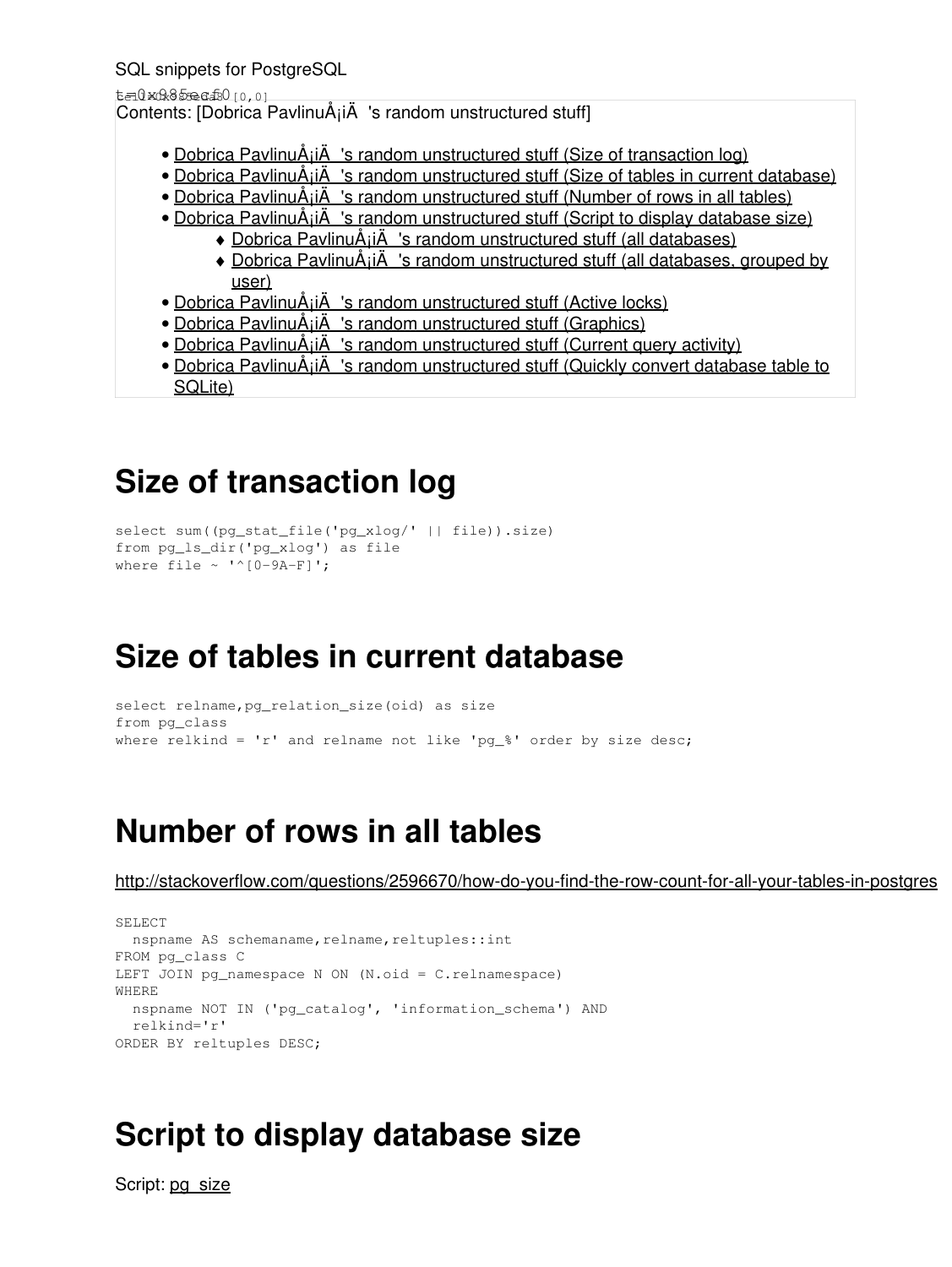SQL snippets for PostgreSQL

Contents: [Dobrica PavlinuÅ¡iÄ 's random unstructured stuff]

- Dobrica PavlinuÅ¡iÄ 's random unstructured stuff (Size of transaction log)
- Dobrica PavlinuÅ¡iÄ 's random unstructured stuff (Size of tables in current database)
- Dobrica PavlinuÅ¡iÄ 's random unstructured stuff (Number of rows in all tables)
- Dobrica PavlinuÅ¡iÄ 's random unstructured stuff (Script to display database size)
    - Dobrica PavlinuÅ¡iÄ 's random unstructured stuff (all databases)
    - Dobrica PavlinuÅ¡iÄ 's random unstructured stuff (all databases, grouped by user)
- Dobrica PavlinuÅ¡iÄ 's random unstructured stuff (Active locks)
- Dobrica PavlinuÅ¡iÄ 's random unstructured stuff (Graphics)
- Dobrica PavlinuÅ¡iÄ 's random unstructured stuff (Current query activity)
- Dobrica PavlinuÅ¡iÄ 's random unstructured stuff (Quickly convert database table to SQLite)

# Size of transaction log

```
select sum((pg_stat_file('pg_xlog/' || file)).size)
from pg_ls_dir('pg_xlog') as file
where file ~ '^[0-9A-F]';
```

# Size of tables in current database

```
select relname,pg_relation_size(oid) as size
from pg_class
where relkind = 'r' and relname not like 'pg_%' order by size desc;
```

# Number of rows in all tables

http://stackoverflow.com/questions/2596670/how-do-you-find-the-row-count-for-all-your-tables-in-postgres

```
SELECT
  nspname AS schemaname,relname,reltuples::int
FROM pg_class C
LEFT JOIN pg_namespace N ON (N.oid = C.relnamespace)
WHERE
  nspname NOT IN ('pg_catalog', 'information_schema') AND
  relkind='r'
ORDER BY reltuples DESC;
```

# Script to display database size

Script: pg_size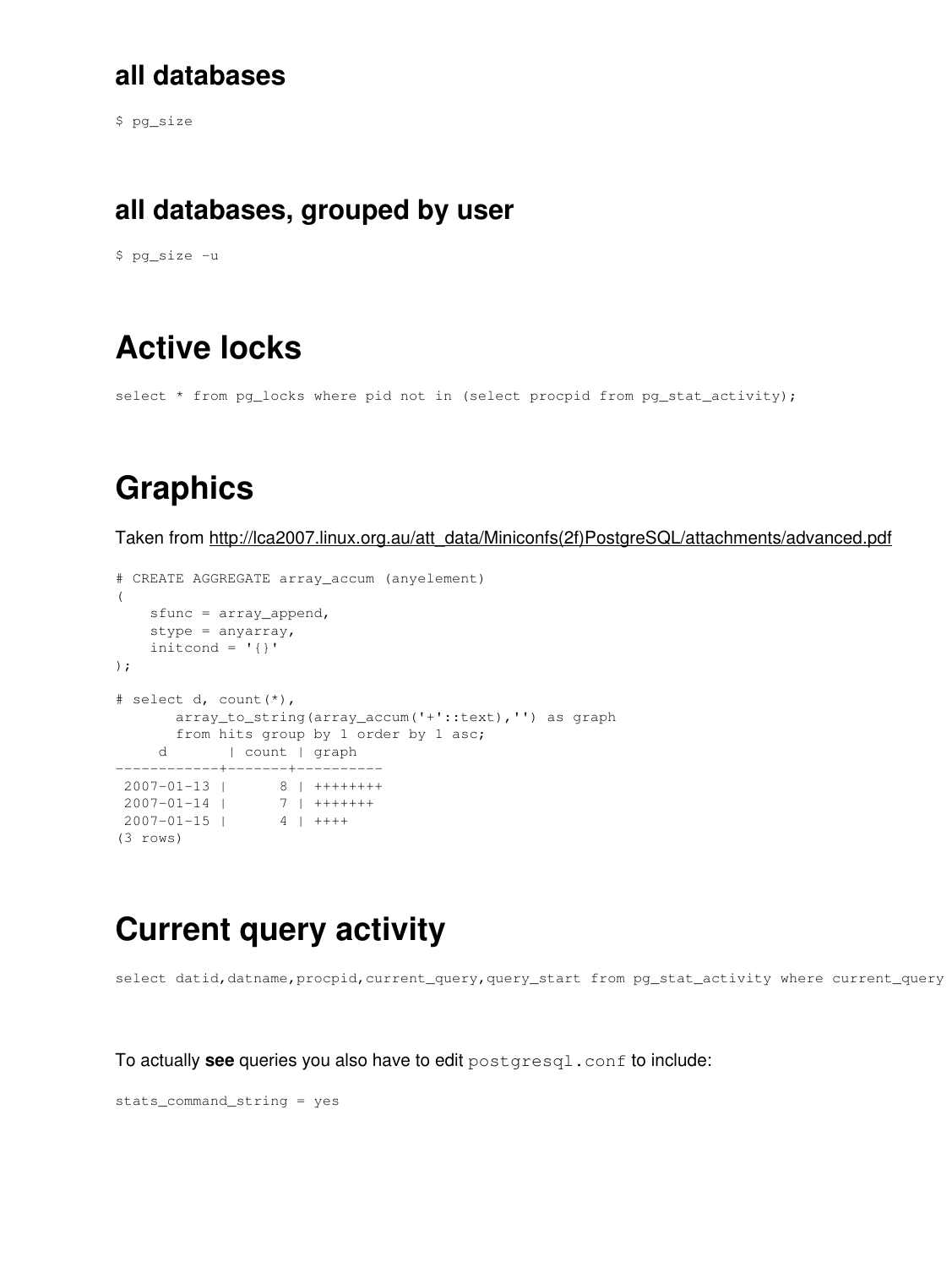### all databases

```
$ pg_size
```

### all databases, grouped by user

```
$ pg_size -u
```

## Active locks

```
select * from pg_locks where pid not in (select procpid from pg_stat_activity);
```

## Graphics

Taken from http://lca2007.linux.org.au/att_data/Miniconfs(2f)PostgreSQL/attachments/advanced.pdf

```
# CREATE AGGREGATE array_accum (anyelement)
(
    sfunc = array_append,
    stype = anyarray,
    initcond = '{}'
);

# select d, count(*),
       array_to_string(array_accum('+'::text),'') as graph
       from hits group by 1 order by 1 asc;
     d       | count | graph
------------+-------+----------
 2007-01-13 |     8 | ++++++++
 2007-01-14 |     7 | +++++++
 2007-01-15 |     4 | ++++
(3 rows)
```

## Current query activity

```
select datid,datname,procpid,current_query,query_start from pg_stat_activity where current_query
```

To actually **see** queries you also have to edit `postgresql.conf` to include:

```
stats_command_string = yes
```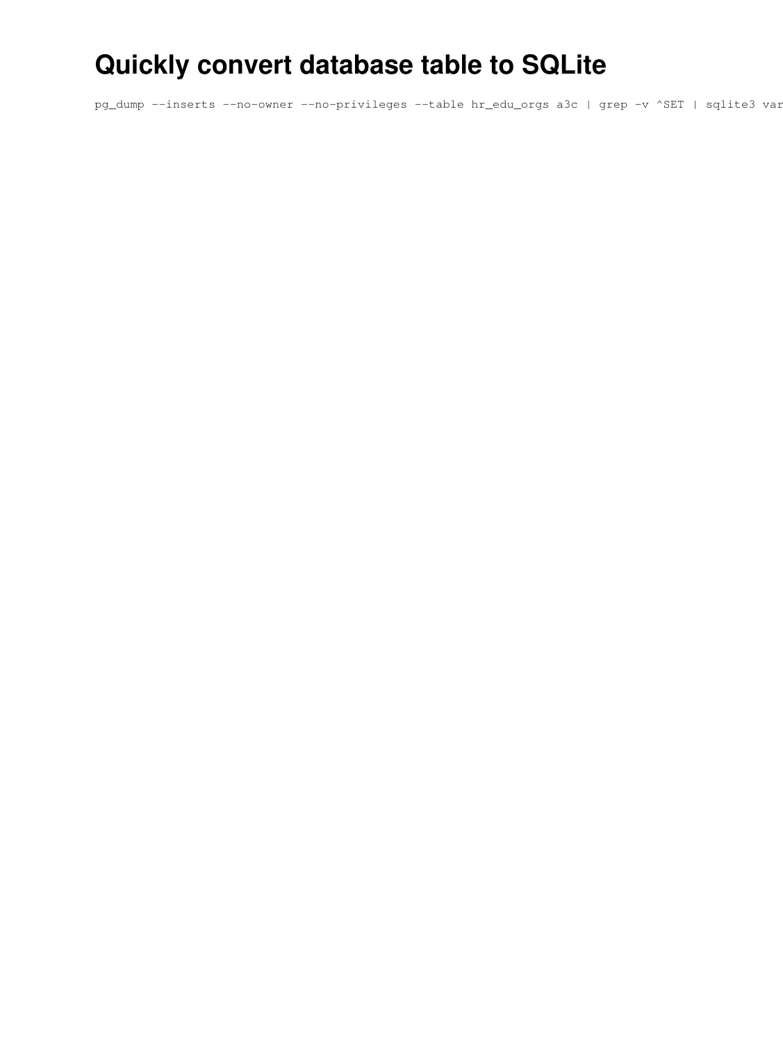# Quickly convert database table to SQLite

```
pg_dump --inserts --no-owner --no-privileges --table hr_edu_orgs a3c | grep -v ^SET | sqlite3 var
```